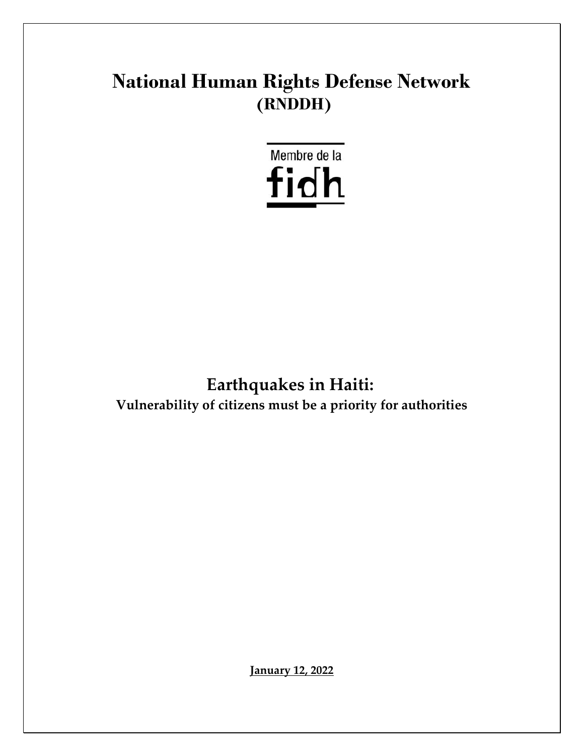# National Human Rights Defense Network
## (RNDDH)

Membre de la fidh

# Earthquakes in Haiti:
### Vulnerability of citizens must be a priority for authorities

**January 12, 2022**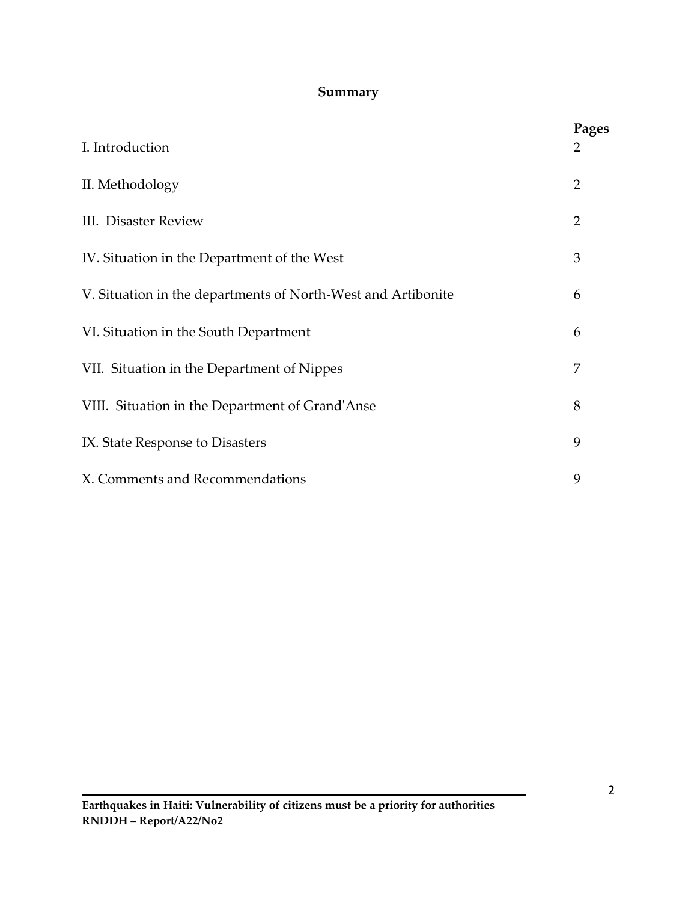## Summary

| | Pages |
|---|---|
| I. Introduction | 2 |
| II. Methodology | 2 |
| III. Disaster Review | 2 |
| IV. Situation in the Department of the West | 3 |
| V. Situation in the departments of North-West and Artibonite | 6 |
| VI. Situation in the South Department | 6 |
| VII. Situation in the Department of Nippes | 7 |
| VIII. Situation in the Department of Grand'Anse | 8 |
| IX. State Response to Disasters | 9 |
| X. Comments and Recommendations | 9 |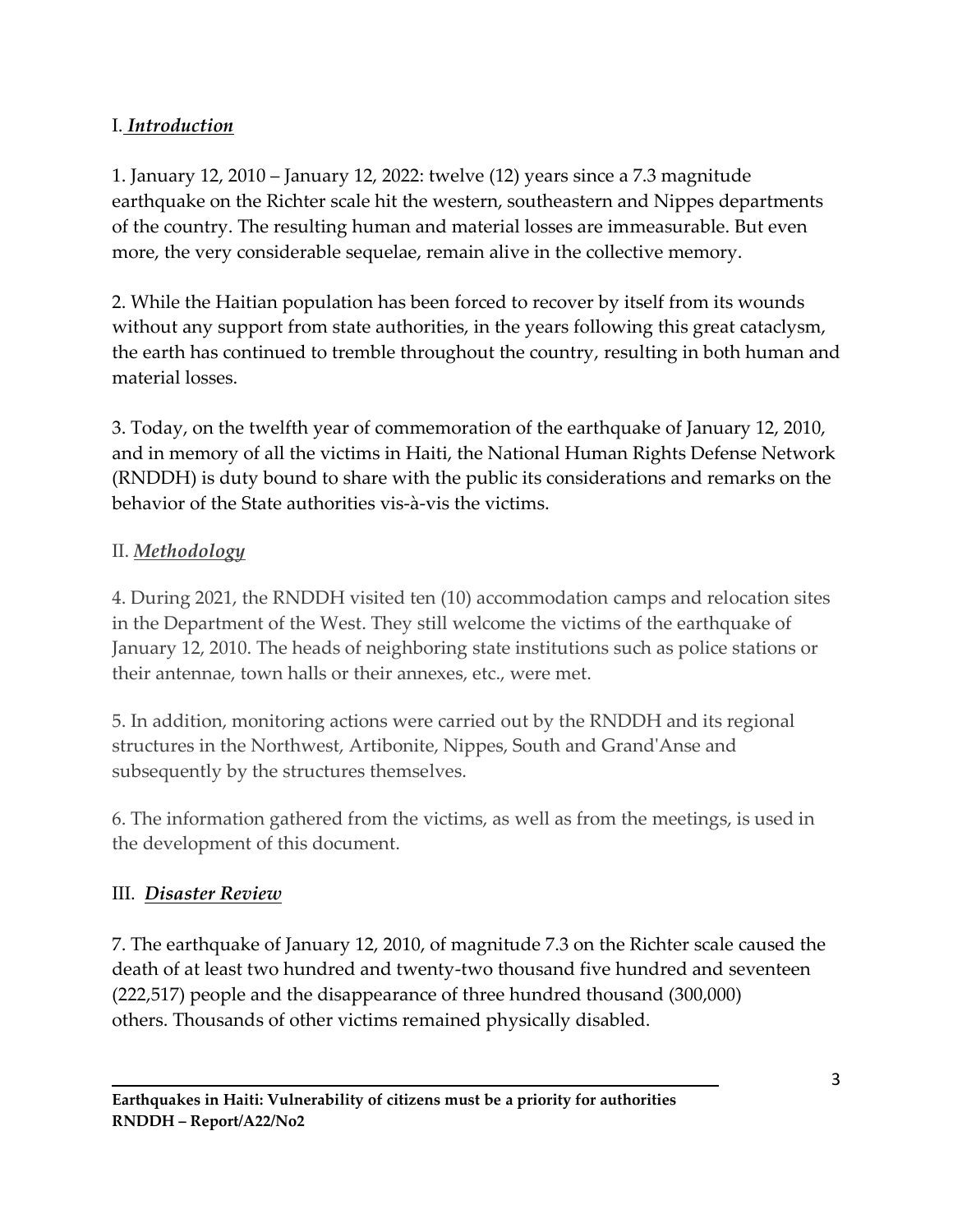## I. ***Introduction***

1. January 12, 2010 – January 12, 2022: twelve (12) years since a 7.3 magnitude earthquake on the Richter scale hit the western, southeastern and Nippes departments of the country. The resulting human and material losses are immeasurable. But even more, the very considerable sequelae, remain alive in the collective memory.

2. While the Haitian population has been forced to recover by itself from its wounds without any support from state authorities, in the years following this great cataclysm, the earth has continued to tremble throughout the country, resulting in both human and material losses.

3. Today, on the twelfth year of commemoration of the earthquake of January 12, 2010, and in memory of all the victims in Haiti, the National Human Rights Defense Network (RNDDH) is duty bound to share with the public its considerations and remarks on the behavior of the State authorities vis-à-vis the victims.

## II. ***Methodology***

4. During 2021, the RNDDH visited ten (10) accommodation camps and relocation sites in the Department of the West. They still welcome the victims of the earthquake of January 12, 2010. The heads of neighboring state institutions such as police stations or their antennae, town halls or their annexes, etc., were met.

5. In addition, monitoring actions were carried out by the RNDDH and its regional structures in the Northwest, Artibonite, Nippes, South and Grand'Anse and subsequently by the structures themselves.

6. The information gathered from the victims, as well as from the meetings, is used in the development of this document.

## III. ***Disaster Review***

7. The earthquake of January 12, 2010, of magnitude 7.3 on the Richter scale caused the death of at least two hundred and twenty-two thousand five hundred and seventeen (222,517) people and the disappearance of three hundred thousand (300,000) others. Thousands of other victims remained physically disabled.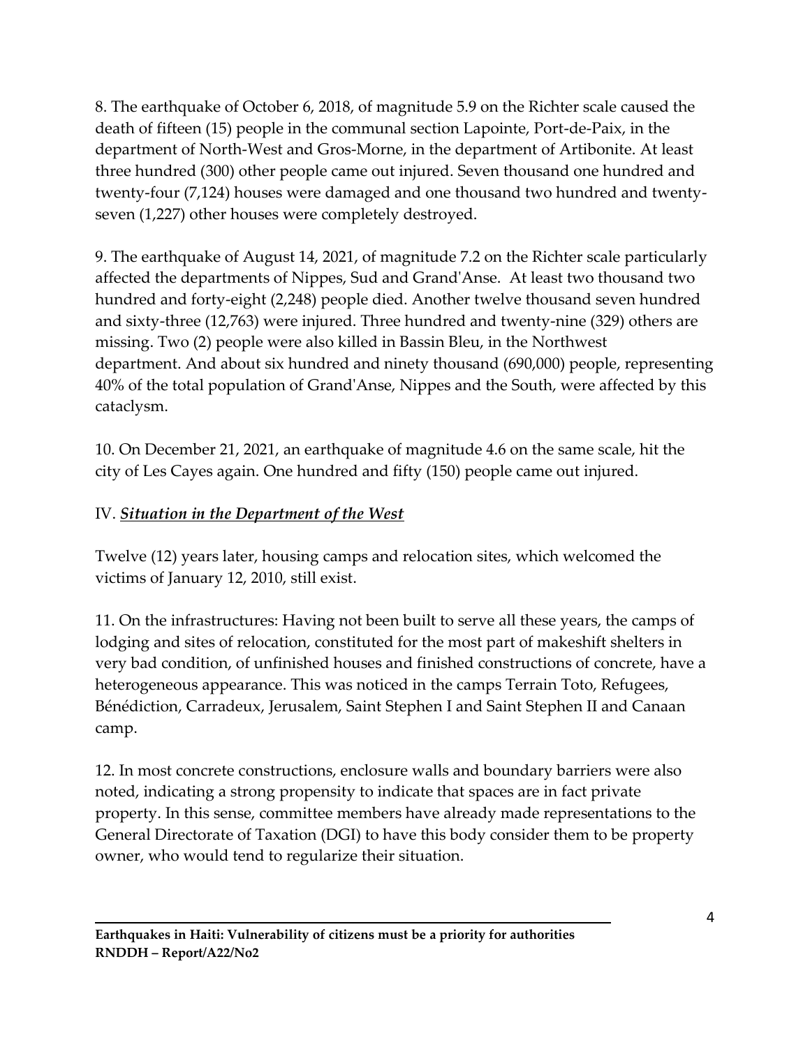8. The earthquake of October 6, 2018, of magnitude 5.9 on the Richter scale caused the death of fifteen (15) people in the communal section Lapointe, Port-de-Paix, in the department of North-West and Gros-Morne, in the department of Artibonite. At least three hundred (300) other people came out injured. Seven thousand one hundred and twenty-four (7,124) houses were damaged and one thousand two hundred and twenty-seven (1,227) other houses were completely destroyed.

9. The earthquake of August 14, 2021, of magnitude 7.2 on the Richter scale particularly affected the departments of Nippes, Sud and Grand'Anse. At least two thousand two hundred and forty-eight (2,248) people died. Another twelve thousand seven hundred and sixty-three (12,763) were injured. Three hundred and twenty-nine (329) others are missing. Two (2) people were also killed in Bassin Bleu, in the Northwest department. And about six hundred and ninety thousand (690,000) people, representing 40% of the total population of Grand'Anse, Nippes and the South, were affected by this cataclysm.

10. On December 21, 2021, an earthquake of magnitude 4.6 on the same scale, hit the city of Les Cayes again. One hundred and fifty (150) people came out injured.

## IV. ***Situation in the Department of the West***

Twelve (12) years later, housing camps and relocation sites, which welcomed the victims of January 12, 2010, still exist.

11. On the infrastructures: Having not been built to serve all these years, the camps of lodging and sites of relocation, constituted for the most part of makeshift shelters in very bad condition, of unfinished houses and finished constructions of concrete, have a heterogeneous appearance. This was noticed in the camps Terrain Toto, Refugees, Bénédiction, Carradeux, Jerusalem, Saint Stephen I and Saint Stephen II and Canaan camp.

12. In most concrete constructions, enclosure walls and boundary barriers were also noted, indicating a strong propensity to indicate that spaces are in fact private property. In this sense, committee members have already made representations to the General Directorate of Taxation (DGI) to have this body consider them to be property owner, who would tend to regularize their situation.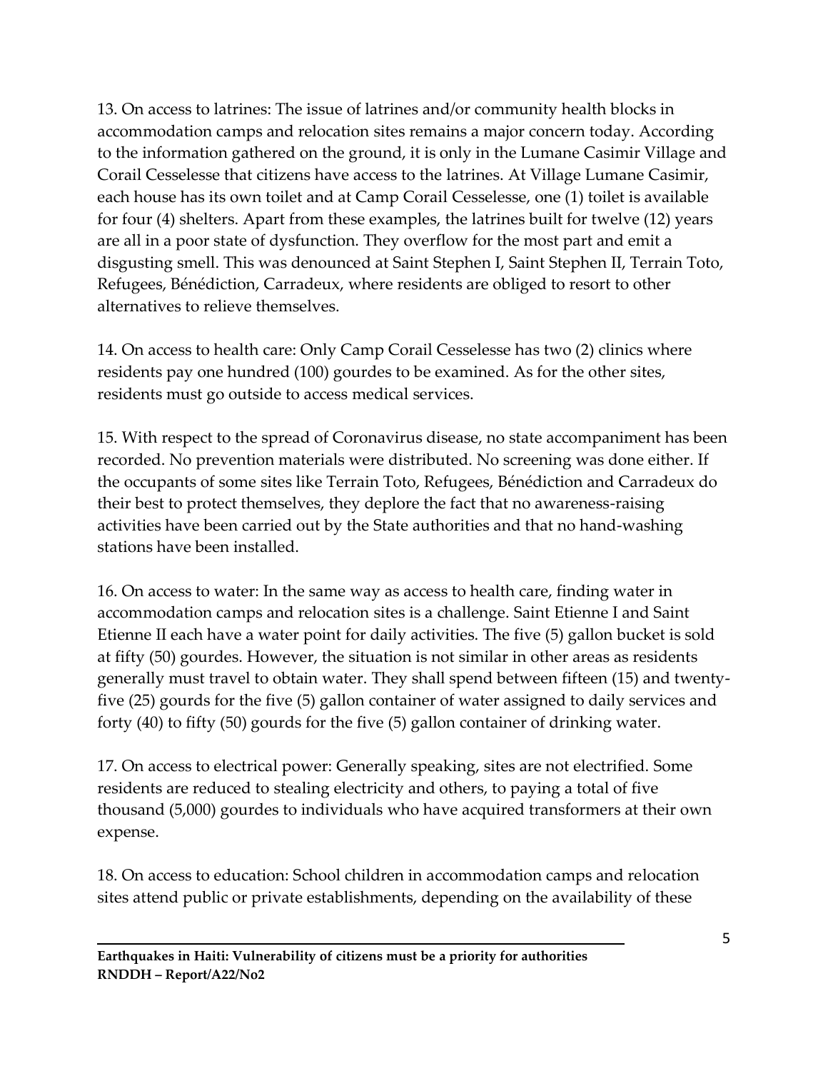13. On access to latrines: The issue of latrines and/or community health blocks in accommodation camps and relocation sites remains a major concern today. According to the information gathered on the ground, it is only in the Lumane Casimir Village and Corail Cesselesse that citizens have access to the latrines. At Village Lumane Casimir, each house has its own toilet and at Camp Corail Cesselesse, one (1) toilet is available for four (4) shelters. Apart from these examples, the latrines built for twelve (12) years are all in a poor state of dysfunction. They overflow for the most part and emit a disgusting smell. This was denounced at Saint Stephen I, Saint Stephen II, Terrain Toto, Refugees, Bénédiction, Carradeux, where residents are obliged to resort to other alternatives to relieve themselves.

14. On access to health care: Only Camp Corail Cesselesse has two (2) clinics where residents pay one hundred (100) gourdes to be examined. As for the other sites, residents must go outside to access medical services.

15. With respect to the spread of Coronavirus disease, no state accompaniment has been recorded. No prevention materials were distributed. No screening was done either. If the occupants of some sites like Terrain Toto, Refugees, Bénédiction and Carradeux do their best to protect themselves, they deplore the fact that no awareness-raising activities have been carried out by the State authorities and that no hand-washing stations have been installed.

16. On access to water: In the same way as access to health care, finding water in accommodation camps and relocation sites is a challenge. Saint Etienne I and Saint Etienne II each have a water point for daily activities. The five (5) gallon bucket is sold at fifty (50) gourdes. However, the situation is not similar in other areas as residents generally must travel to obtain water. They shall spend between fifteen (15) and twenty-five (25) gourds for the five (5) gallon container of water assigned to daily services and forty (40) to fifty (50) gourds for the five (5) gallon container of drinking water.

17. On access to electrical power: Generally speaking, sites are not electrified. Some residents are reduced to stealing electricity and others, to paying a total of five thousand (5,000) gourdes to individuals who have acquired transformers at their own expense.

18. On access to education: School children in accommodation camps and relocation sites attend public or private establishments, depending on the availability of these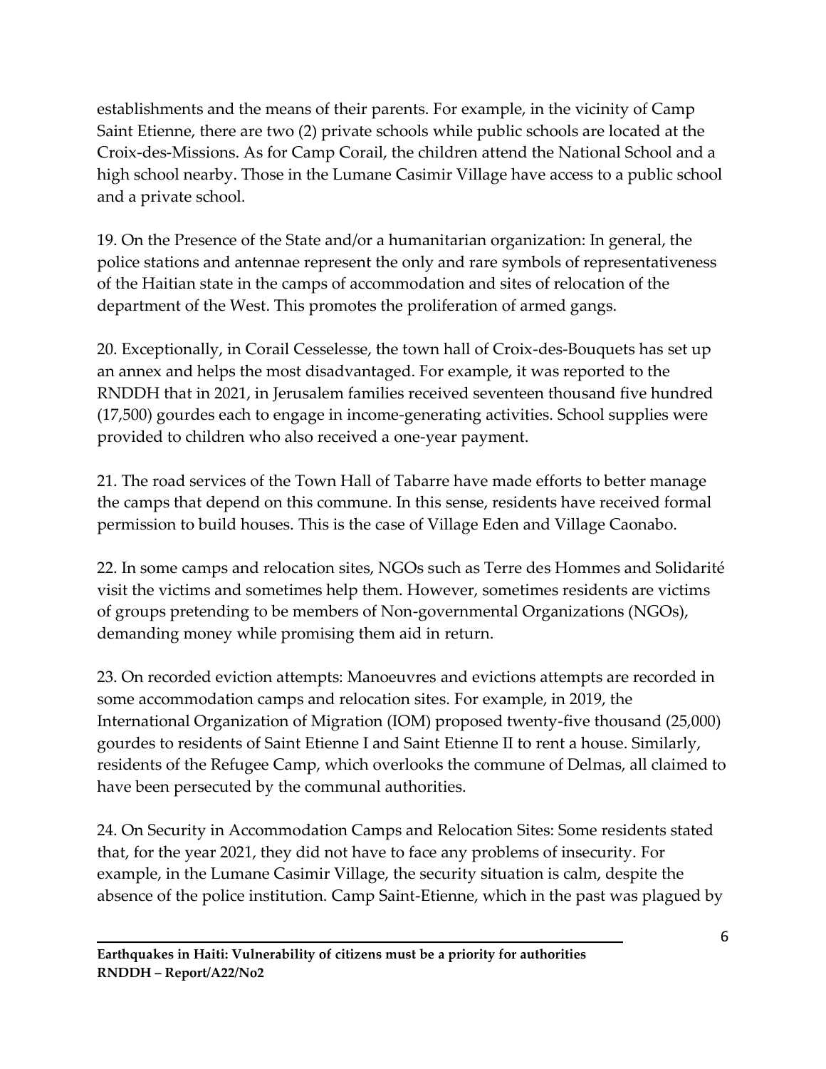establishments and the means of their parents. For example, in the vicinity of Camp Saint Etienne, there are two (2) private schools while public schools are located at the Croix-des-Missions. As for Camp Corail, the children attend the National School and a high school nearby. Those in the Lumane Casimir Village have access to a public school and a private school.

19. On the Presence of the State and/or a humanitarian organization: In general, the police stations and antennae represent the only and rare symbols of representativeness of the Haitian state in the camps of accommodation and sites of relocation of the department of the West. This promotes the proliferation of armed gangs.

20. Exceptionally, in Corail Cesselesse, the town hall of Croix-des-Bouquets has set up an annex and helps the most disadvantaged. For example, it was reported to the RNDDH that in 2021, in Jerusalem families received seventeen thousand five hundred (17,500) gourdes each to engage in income-generating activities. School supplies were provided to children who also received a one-year payment.

21. The road services of the Town Hall of Tabarre have made efforts to better manage the camps that depend on this commune. In this sense, residents have received formal permission to build houses. This is the case of Village Eden and Village Caonabo.

22. In some camps and relocation sites, NGOs such as Terre des Hommes and Solidarité visit the victims and sometimes help them. However, sometimes residents are victims of groups pretending to be members of Non-governmental Organizations (NGOs), demanding money while promising them aid in return.

23. On recorded eviction attempts: Manoeuvres and evictions attempts are recorded in some accommodation camps and relocation sites. For example, in 2019, the International Organization of Migration (IOM) proposed twenty-five thousand (25,000) gourdes to residents of Saint Etienne I and Saint Etienne II to rent a house. Similarly, residents of the Refugee Camp, which overlooks the commune of Delmas, all claimed to have been persecuted by the communal authorities.

24. On Security in Accommodation Camps and Relocation Sites: Some residents stated that, for the year 2021, they did not have to face any problems of insecurity. For example, in the Lumane Casimir Village, the security situation is calm, despite the absence of the police institution. Camp Saint-Etienne, which in the past was plagued by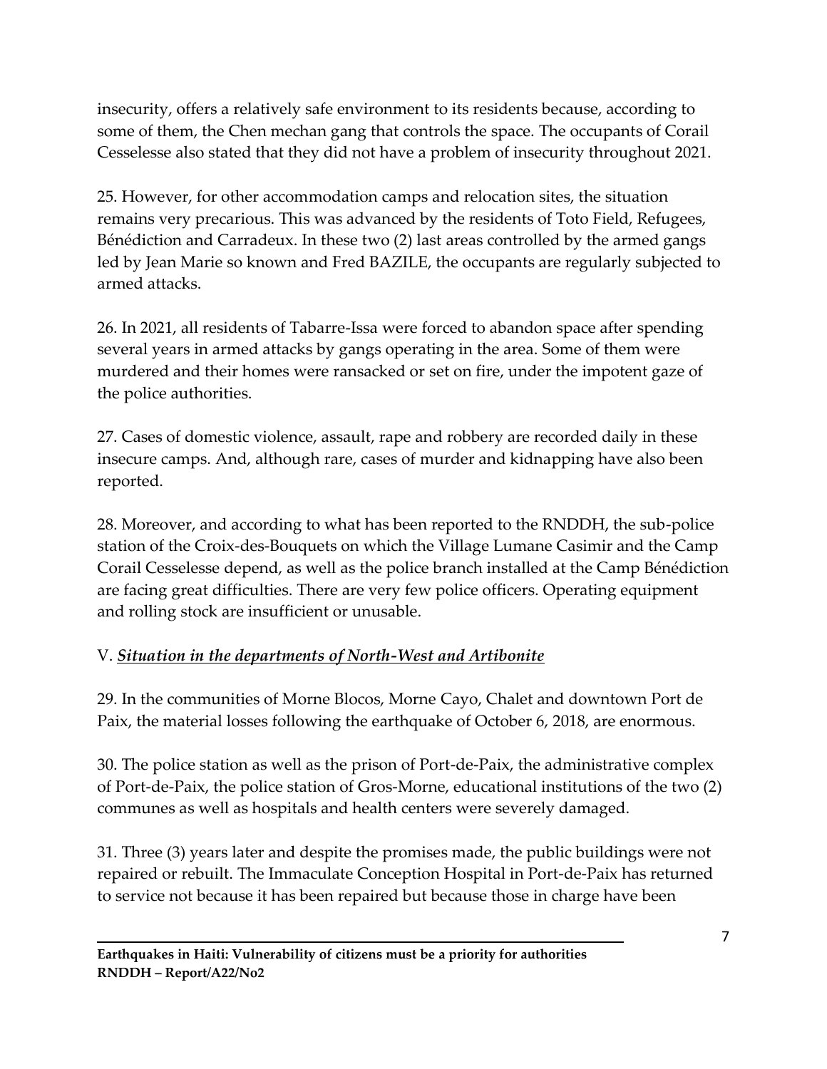insecurity, offers a relatively safe environment to its residents because, according to some of them, the Chen mechan gang that controls the space. The occupants of Corail Cesselesse also stated that they did not have a problem of insecurity throughout 2021.

25. However, for other accommodation camps and relocation sites, the situation remains very precarious. This was advanced by the residents of Toto Field, Refugees, Bénédiction and Carradeux. In these two (2) last areas controlled by the armed gangs led by Jean Marie so known and Fred BAZILE, the occupants are regularly subjected to armed attacks.

26. In 2021, all residents of Tabarre-Issa were forced to abandon space after spending several years in armed attacks by gangs operating in the area. Some of them were murdered and their homes were ransacked or set on fire, under the impotent gaze of the police authorities.

27. Cases of domestic violence, assault, rape and robbery are recorded daily in these insecure camps. And, although rare, cases of murder and kidnapping have also been reported.

28. Moreover, and according to what has been reported to the RNDDH, the sub-police station of the Croix-des-Bouquets on which the Village Lumane Casimir and the Camp Corail Cesselesse depend, as well as the police branch installed at the Camp Bénédiction are facing great difficulties. There are very few police officers. Operating equipment and rolling stock are insufficient or unusable.

## V. ***Situation in the departments of North-West and Artibonite***

29. In the communities of Morne Blocos, Morne Cayo, Chalet and downtown Port de Paix, the material losses following the earthquake of October 6, 2018, are enormous.

30. The police station as well as the prison of Port-de-Paix, the administrative complex of Port-de-Paix, the police station of Gros-Morne, educational institutions of the two (2) communes as well as hospitals and health centers were severely damaged.

31. Three (3) years later and despite the promises made, the public buildings were not repaired or rebuilt. The Immaculate Conception Hospital in Port-de-Paix has returned to service not because it has been repaired but because those in charge have been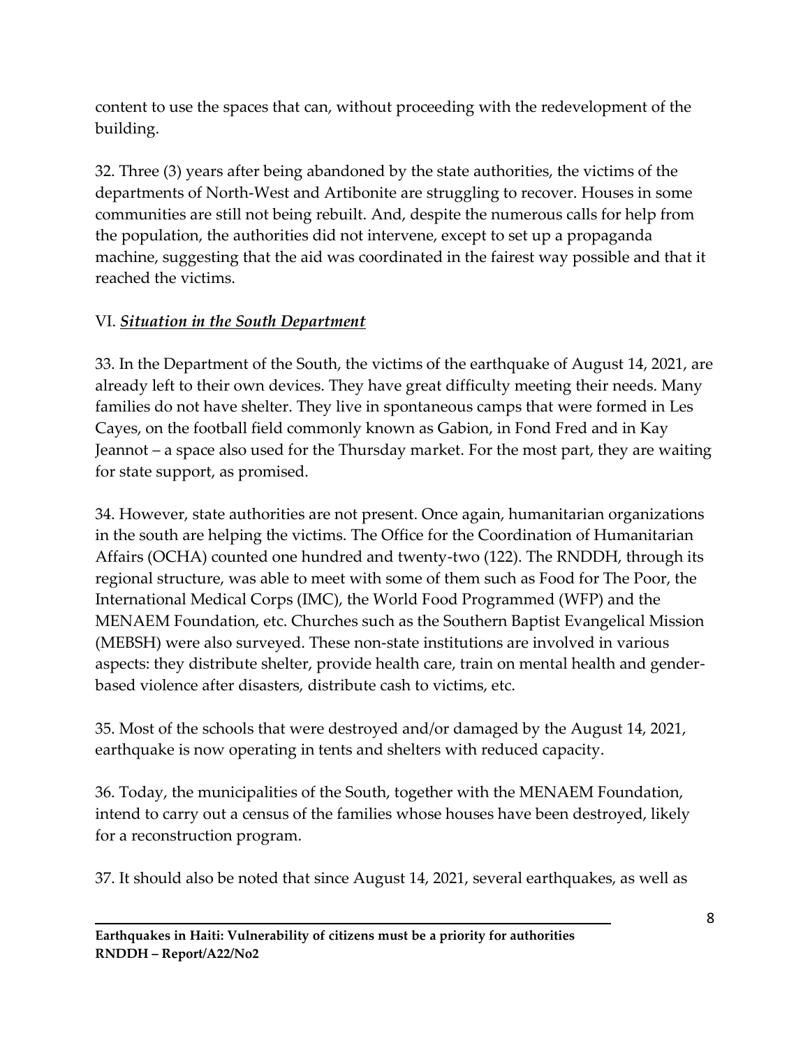content to use the spaces that can, without proceeding with the redevelopment of the building.

32. Three (3) years after being abandoned by the state authorities, the victims of the departments of North-West and Artibonite are struggling to recover. Houses in some communities are still not being rebuilt. And, despite the numerous calls for help from the population, the authorities did not intervene, except to set up a propaganda machine, suggesting that the aid was coordinated in the fairest way possible and that it reached the victims.

## VI. ***Situation in the South Department***

33. In the Department of the South, the victims of the earthquake of August 14, 2021, are already left to their own devices. They have great difficulty meeting their needs. Many families do not have shelter. They live in spontaneous camps that were formed in Les Cayes, on the football field commonly known as Gabion, in Fond Fred and in Kay Jeannot – a space also used for the Thursday market. For the most part, they are waiting for state support, as promised.

34. However, state authorities are not present. Once again, humanitarian organizations in the south are helping the victims. The Office for the Coordination of Humanitarian Affairs (OCHA) counted one hundred and twenty-two (122). The RNDDH, through its regional structure, was able to meet with some of them such as Food for The Poor, the International Medical Corps (IMC), the World Food Programmed (WFP) and the MENAEM Foundation, etc. Churches such as the Southern Baptist Evangelical Mission (MEBSH) were also surveyed. These non-state institutions are involved in various aspects: they distribute shelter, provide health care, train on mental health and gender-based violence after disasters, distribute cash to victims, etc.

35. Most of the schools that were destroyed and/or damaged by the August 14, 2021, earthquake is now operating in tents and shelters with reduced capacity.

36. Today, the municipalities of the South, together with the MENAEM Foundation, intend to carry out a census of the families whose houses have been destroyed, likely for a reconstruction program.

37. It should also be noted that since August 14, 2021, several earthquakes, as well as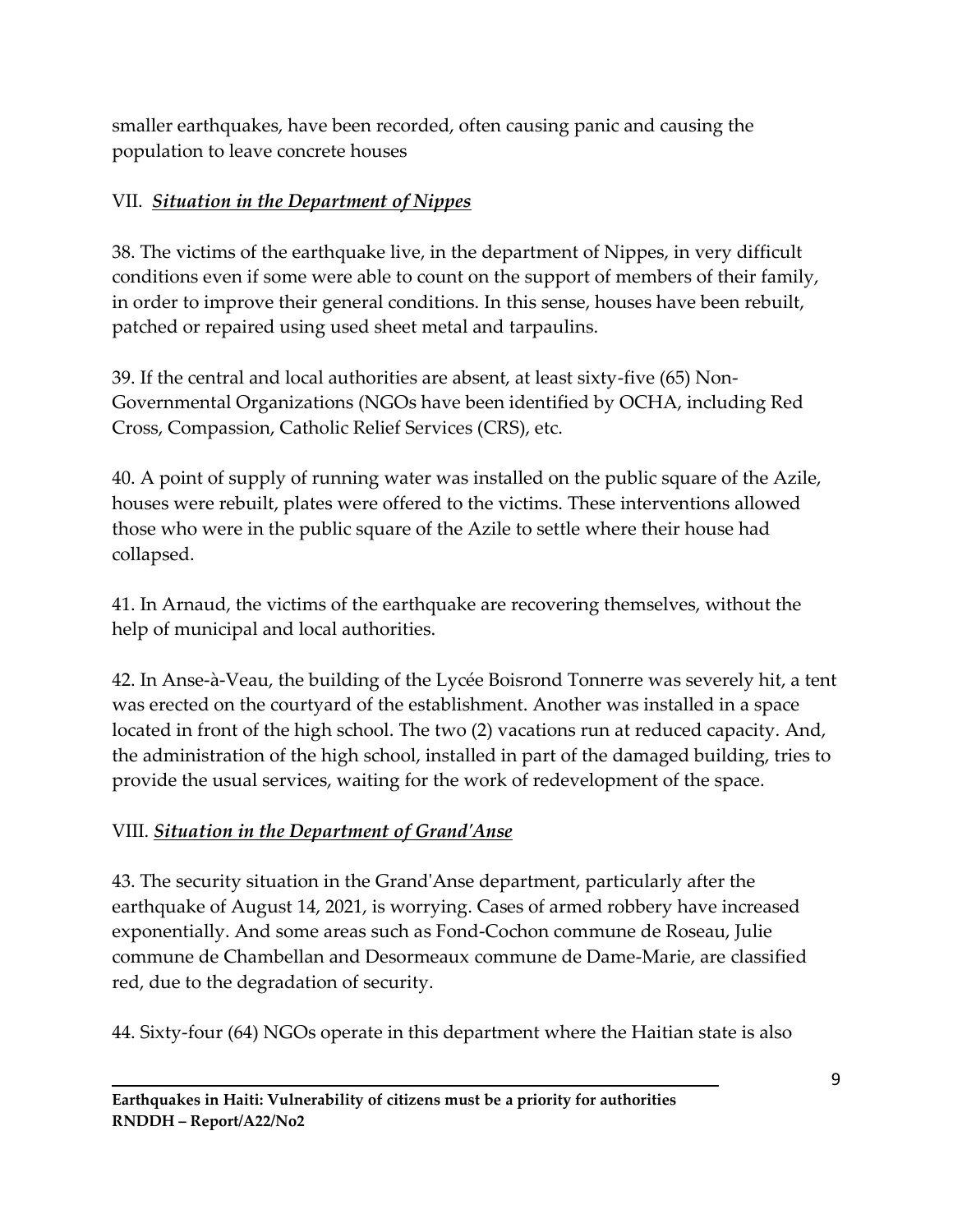smaller earthquakes, have been recorded, often causing panic and causing the population to leave concrete houses

## VII. ***Situation in the Department of Nippes***

38. The victims of the earthquake live, in the department of Nippes, in very difficult conditions even if some were able to count on the support of members of their family, in order to improve their general conditions. In this sense, houses have been rebuilt, patched or repaired using used sheet metal and tarpaulins.

39. If the central and local authorities are absent, at least sixty-five (65) Non-Governmental Organizations (NGOs have been identified by OCHA, including Red Cross, Compassion, Catholic Relief Services (CRS), etc.

40. A point of supply of running water was installed on the public square of the Azile, houses were rebuilt, plates were offered to the victims. These interventions allowed those who were in the public square of the Azile to settle where their house had collapsed.

41. In Arnaud, the victims of the earthquake are recovering themselves, without the help of municipal and local authorities.

42. In Anse-à-Veau, the building of the Lycée Boisrond Tonnerre was severely hit, a tent was erected on the courtyard of the establishment. Another was installed in a space located in front of the high school. The two (2) vacations run at reduced capacity. And, the administration of the high school, installed in part of the damaged building, tries to provide the usual services, waiting for the work of redevelopment of the space.

## VIII. ***Situation in the Department of Grand'Anse***

43. The security situation in the Grand'Anse department, particularly after the earthquake of August 14, 2021, is worrying. Cases of armed robbery have increased exponentially. And some areas such as Fond-Cochon commune de Roseau, Julie commune de Chambellan and Desormeaux commune de Dame-Marie, are classified red, due to the degradation of security.

44. Sixty-four (64) NGOs operate in this department where the Haitian state is also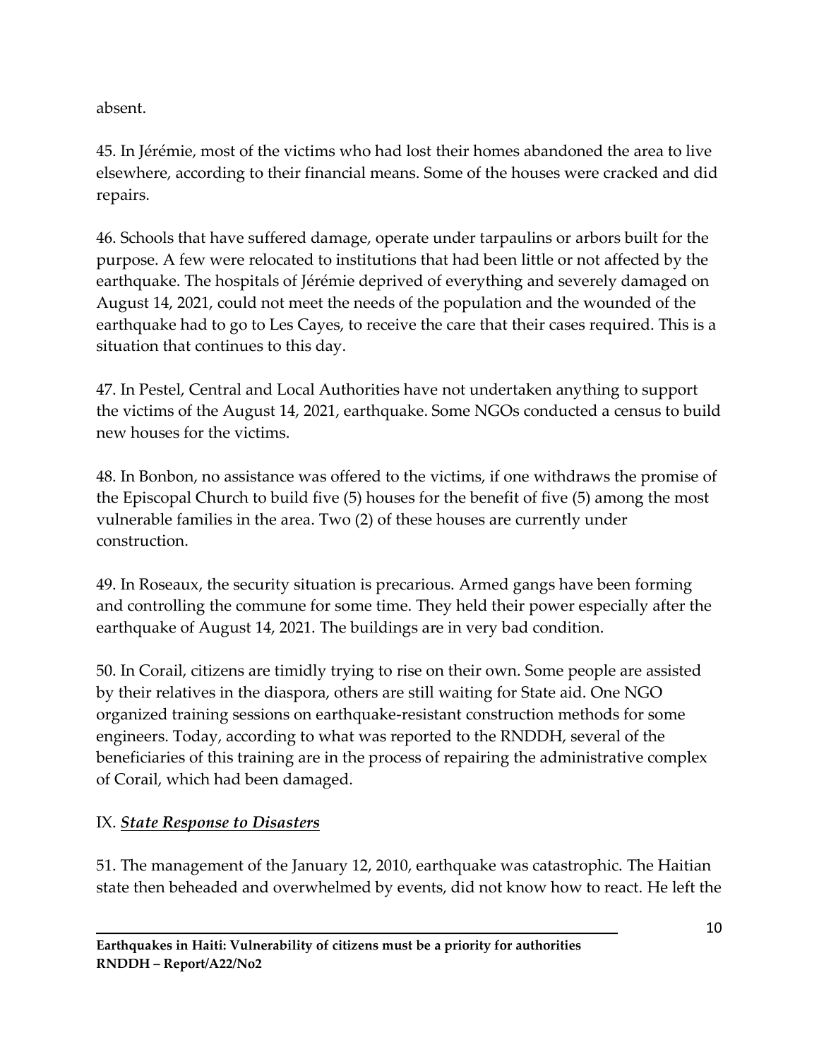absent.

45. In Jérémie, most of the victims who had lost their homes abandoned the area to live elsewhere, according to their financial means. Some of the houses were cracked and did repairs.

46. Schools that have suffered damage, operate under tarpaulins or arbors built for the purpose. A few were relocated to institutions that had been little or not affected by the earthquake. The hospitals of Jérémie deprived of everything and severely damaged on August 14, 2021, could not meet the needs of the population and the wounded of the earthquake had to go to Les Cayes, to receive the care that their cases required. This is a situation that continues to this day.

47. In Pestel, Central and Local Authorities have not undertaken anything to support the victims of the August 14, 2021, earthquake. Some NGOs conducted a census to build new houses for the victims.

48. In Bonbon, no assistance was offered to the victims, if one withdraws the promise of the Episcopal Church to build five (5) houses for the benefit of five (5) among the most vulnerable families in the area. Two (2) of these houses are currently under construction.

49. In Roseaux, the security situation is precarious. Armed gangs have been forming and controlling the commune for some time. They held their power especially after the earthquake of August 14, 2021. The buildings are in very bad condition.

50. In Corail, citizens are timidly trying to rise on their own. Some people are assisted by their relatives in the diaspora, others are still waiting for State aid. One NGO organized training sessions on earthquake-resistant construction methods for some engineers. Today, according to what was reported to the RNDDH, several of the beneficiaries of this training are in the process of repairing the administrative complex of Corail, which had been damaged.

## IX. ***<u>State Response to Disasters</u>***

51. The management of the January 12, 2010, earthquake was catastrophic. The Haitian state then beheaded and overwhelmed by events, did not know how to react. He left the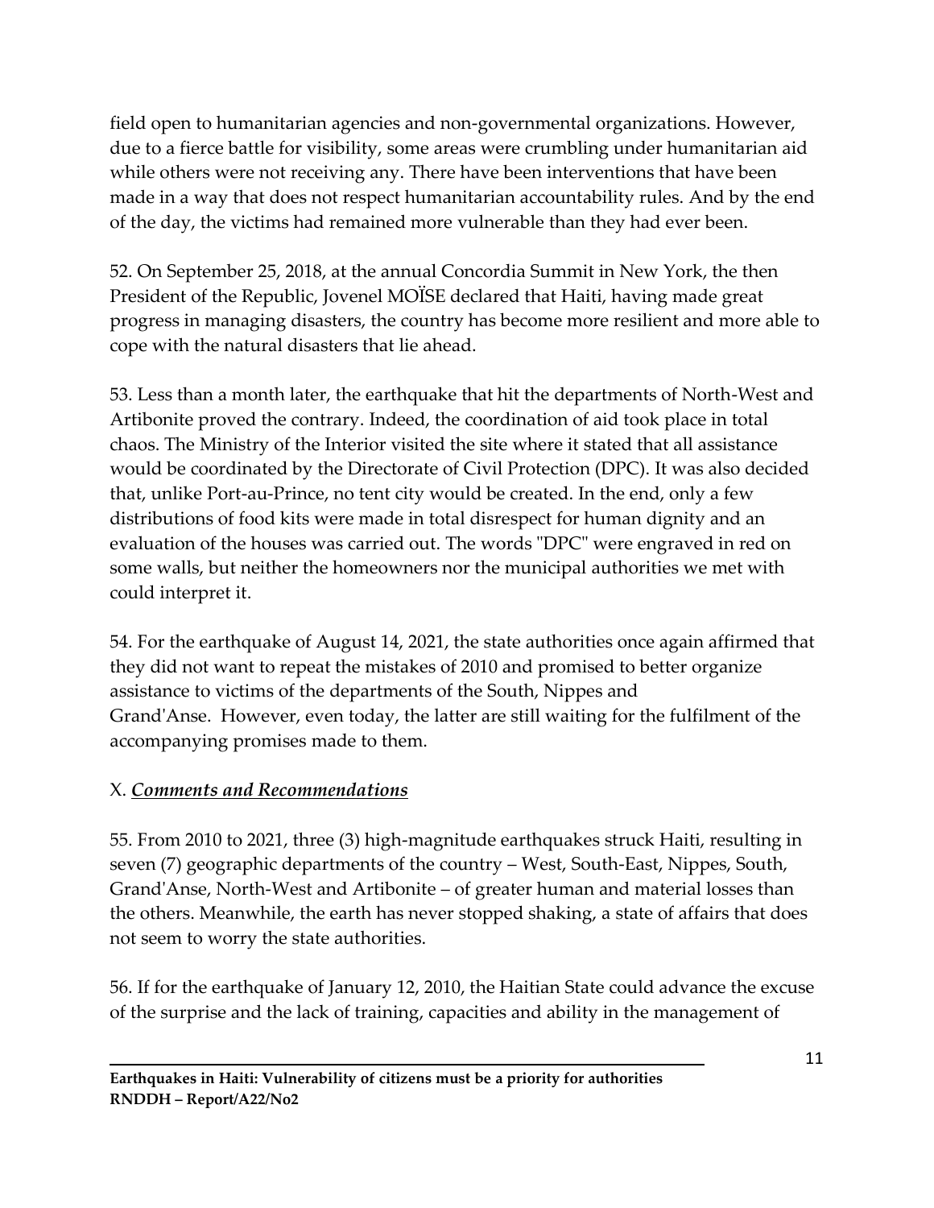field open to humanitarian agencies and non-governmental organizations. However, due to a fierce battle for visibility, some areas were crumbling under humanitarian aid while others were not receiving any. There have been interventions that have been made in a way that does not respect humanitarian accountability rules. And by the end of the day, the victims had remained more vulnerable than they had ever been.

52. On September 25, 2018, at the annual Concordia Summit in New York, the then President of the Republic, Jovenel MOÏSE declared that Haiti, having made great progress in managing disasters, the country has become more resilient and more able to cope with the natural disasters that lie ahead.

53. Less than a month later, the earthquake that hit the departments of North-West and Artibonite proved the contrary. Indeed, the coordination of aid took place in total chaos. The Ministry of the Interior visited the site where it stated that all assistance would be coordinated by the Directorate of Civil Protection (DPC). It was also decided that, unlike Port-au-Prince, no tent city would be created. In the end, only a few distributions of food kits were made in total disrespect for human dignity and an evaluation of the houses was carried out. The words "DPC" were engraved in red on some walls, but neither the homeowners nor the municipal authorities we met with could interpret it.

54. For the earthquake of August 14, 2021, the state authorities once again affirmed that they did not want to repeat the mistakes of 2010 and promised to better organize assistance to victims of the departments of the South, Nippes and Grand'Anse. However, even today, the latter are still waiting for the fulfilment of the accompanying promises made to them.

## X. ***Comments and Recommendations***

55. From 2010 to 2021, three (3) high-magnitude earthquakes struck Haiti, resulting in seven (7) geographic departments of the country – West, South-East, Nippes, South, Grand'Anse, North-West and Artibonite – of greater human and material losses than the others. Meanwhile, the earth has never stopped shaking, a state of affairs that does not seem to worry the state authorities.

56. If for the earthquake of January 12, 2010, the Haitian State could advance the excuse of the surprise and the lack of training, capacities and ability in the management of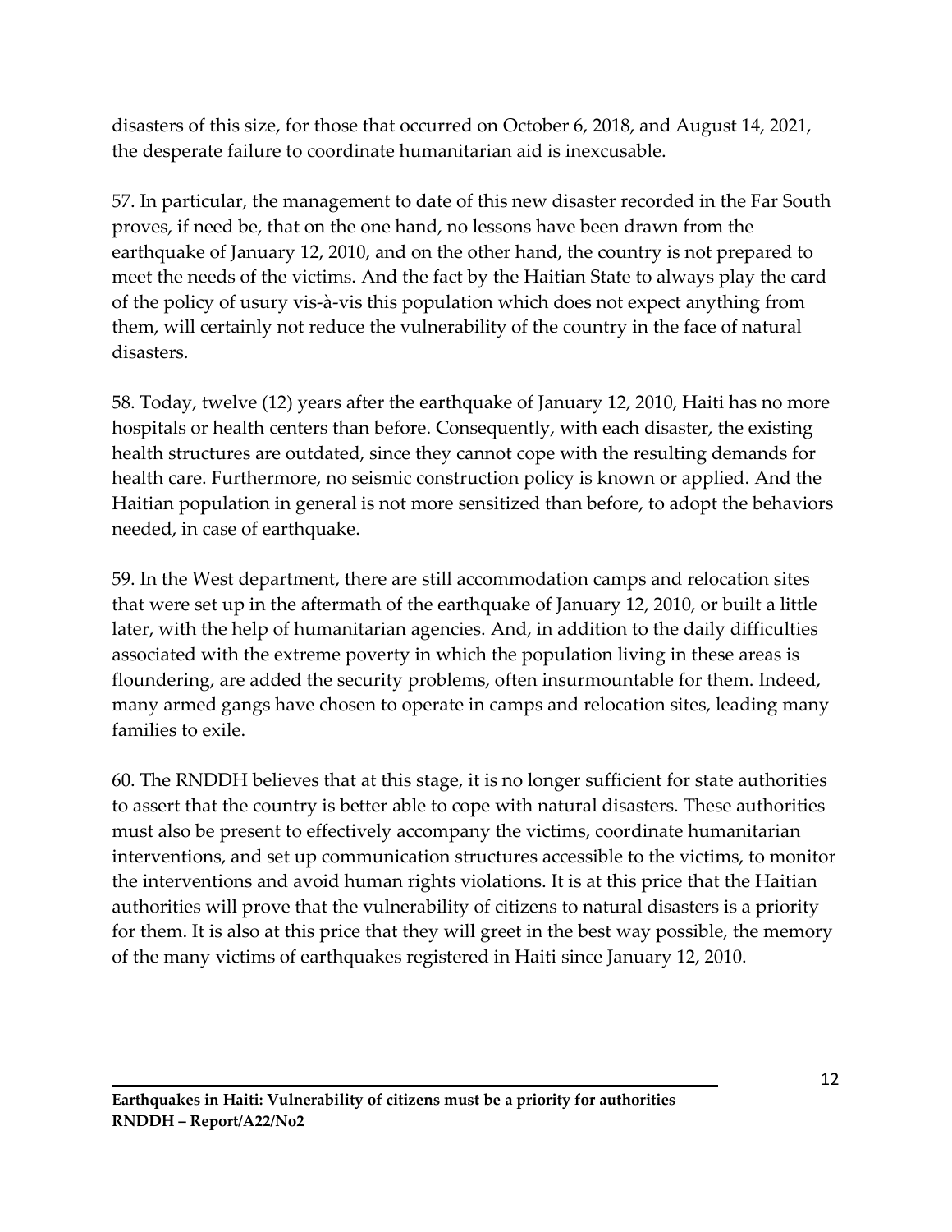disasters of this size, for those that occurred on October 6, 2018, and August 14, 2021, the desperate failure to coordinate humanitarian aid is inexcusable.

57. In particular, the management to date of this new disaster recorded in the Far South proves, if need be, that on the one hand, no lessons have been drawn from the earthquake of January 12, 2010, and on the other hand, the country is not prepared to meet the needs of the victims. And the fact by the Haitian State to always play the card of the policy of usury vis-à-vis this population which does not expect anything from them, will certainly not reduce the vulnerability of the country in the face of natural disasters.

58. Today, twelve (12) years after the earthquake of January 12, 2010, Haiti has no more hospitals or health centers than before. Consequently, with each disaster, the existing health structures are outdated, since they cannot cope with the resulting demands for health care. Furthermore, no seismic construction policy is known or applied. And the Haitian population in general is not more sensitized than before, to adopt the behaviors needed, in case of earthquake.

59. In the West department, there are still accommodation camps and relocation sites that were set up in the aftermath of the earthquake of January 12, 2010, or built a little later, with the help of humanitarian agencies. And, in addition to the daily difficulties associated with the extreme poverty in which the population living in these areas is floundering, are added the security problems, often insurmountable for them. Indeed, many armed gangs have chosen to operate in camps and relocation sites, leading many families to exile.

60. The RNDDH believes that at this stage, it is no longer sufficient for state authorities to assert that the country is better able to cope with natural disasters. These authorities must also be present to effectively accompany the victims, coordinate humanitarian interventions, and set up communication structures accessible to the victims, to monitor the interventions and avoid human rights violations. It is at this price that the Haitian authorities will prove that the vulnerability of citizens to natural disasters is a priority for them. It is also at this price that they will greet in the best way possible, the memory of the many victims of earthquakes registered in Haiti since January 12, 2010.